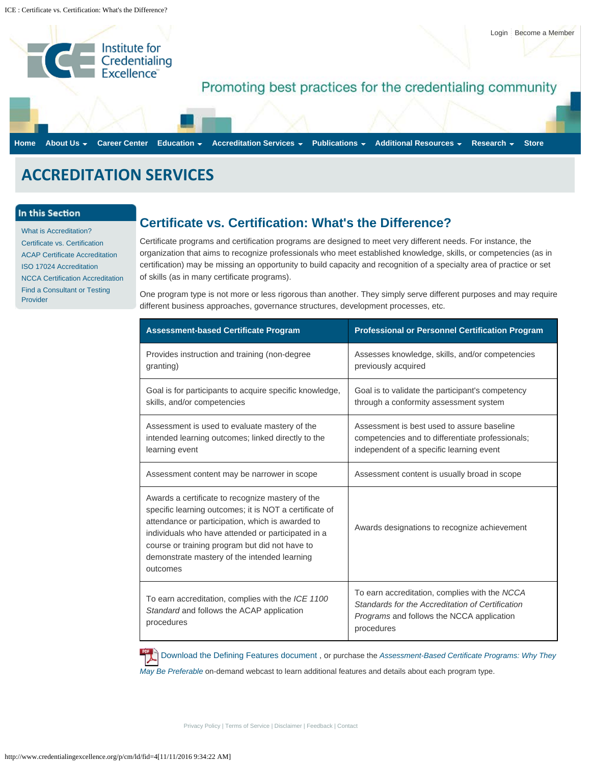Login | Become a Member

Institute for Credentialing Excellence

Promoting best practices for the credentialing community

Home | About Us | Career Center | Education | Accreditation Services | Publications | Additional Resources | Research | Store

# ACCREDITATION SERVICES

**In this Section**

- What is Accreditation?
- Certificate vs. Certification
- ACAP Certificate Accreditation
- ISO 17024 Accreditation
- NCCA Certification Accreditation
- Find a Consultant or Testing Provider

## Certificate vs. Certification: What's the Difference?

Certificate programs and certification programs are designed to meet very different needs. For instance, the organization that aims to recognize professionals who meet established knowledge, skills, or competencies (as in certification) may be missing an opportunity to build capacity and recognition of a specialty area of practice or set of skills (as in many certificate programs).

One program type is not more or less rigorous than another. They simply serve different purposes and may require different business approaches, governance structures, development processes, etc.

| Assessment-based Certificate Program | Professional or Personnel Certification Program |
|---|---|
| Provides instruction and training (non-degree granting) | Assesses knowledge, skills, and/or competencies previously acquired |
| Goal is for participants to acquire specific knowledge, skills, and/or competencies | Goal is to validate the participant's competency through a conformity assessment system |
| Assessment is used to evaluate mastery of the intended learning outcomes; linked directly to the learning event | Assessment is best used to assure baseline competencies and to differentiate professionals; independent of a specific learning event |
| Assessment content may be narrower in scope | Assessment content is usually broad in scope |
| Awards a certificate to recognize mastery of the specific learning outcomes; it is NOT a certificate of attendance or participation, which is awarded to individuals who have attended or participated in a course or training program but did not have to demonstrate mastery of the intended learning outcomes | Awards designations to recognize achievement |
| To earn accreditation, complies with the *ICE 1100 Standard* and follows the ACAP application procedures | To earn accreditation, complies with the *NCCA Standards for the Accreditation of Certification Programs* and follows the NCCA application procedures |

Download the Defining Features document , or purchase the *Assessment-Based Certificate Programs: Why They May Be Preferable* on-demand webcast to learn additional features and details about each program type.

Privacy Policy | Terms of Service | Disclaimer | Feedback | Contact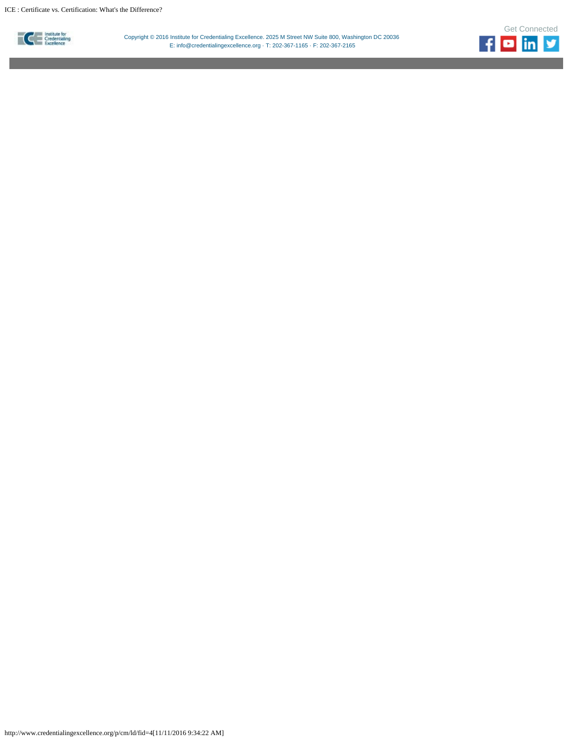Copyright © 2016 Institute for Credentialing Excellence. 2025 M Street NW Suite 800, Washington DC 20036
E: info@credentialingexcellence.org · T: 202-367-1165 · F: 202-367-2165

Get Connected